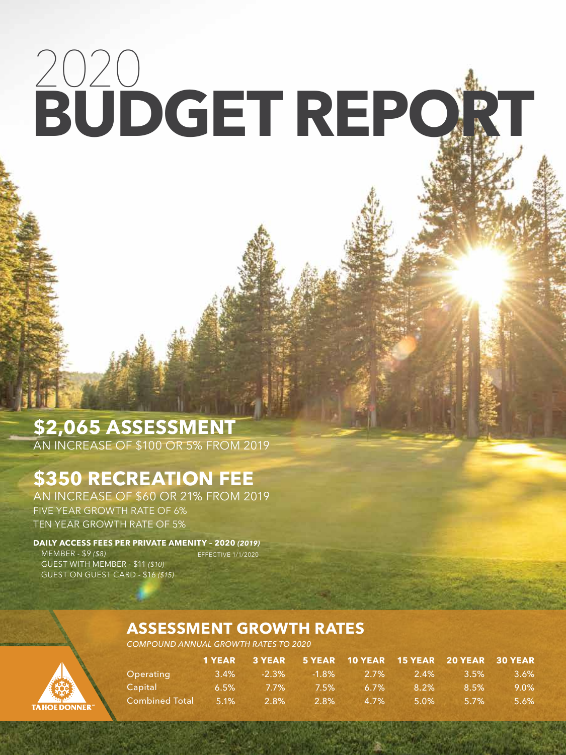# 2020 BUDGET REPORT

## $2,065 ASSESSMENT

AN INCREASE OF $100 OR 5% FROM 2019

## $350 RECREATION FEE

AN INCREASE OF $60 OR 21% FROM 2019

FIVE YEAR GROWTH RATE OF 6%

TEN YEAR GROWTH RATE OF 5%

**DAILY ACCESS FEES PER PRIVATE AMENITY – 2020 *(2019)***

MEMBER - $9 *($8)*

GUEST WITH MEMBER - $11 *($10)*

GUEST ON GUEST CARD - $16 *($15)*

EFFECTIVE 1/1/2020

## ASSESSMENT GROWTH RATES

*COMPOUND ANNUAL GROWTH RATES TO 2020*

| | 1 YEAR | 3 YEAR | 5 YEAR | 10 YEAR | 15 YEAR | 20 YEAR | 30 YEAR |
|---|---|---|---|---|---|---|---|
| Operating | 3.4% | -2.3% | -1.8% | 2.7% | 2.4% | 3.5% | 3.6% |
| Capital | 6.5% | 7.7% | 7.5% | 6.7% | 8.2% | 8.5% | 9.0% |
| Combined Total | 5.1% | 2.8% | 2.8% | 4.7% | 5.0% | 5.7% | 5.6% |

TAHOE DONNER™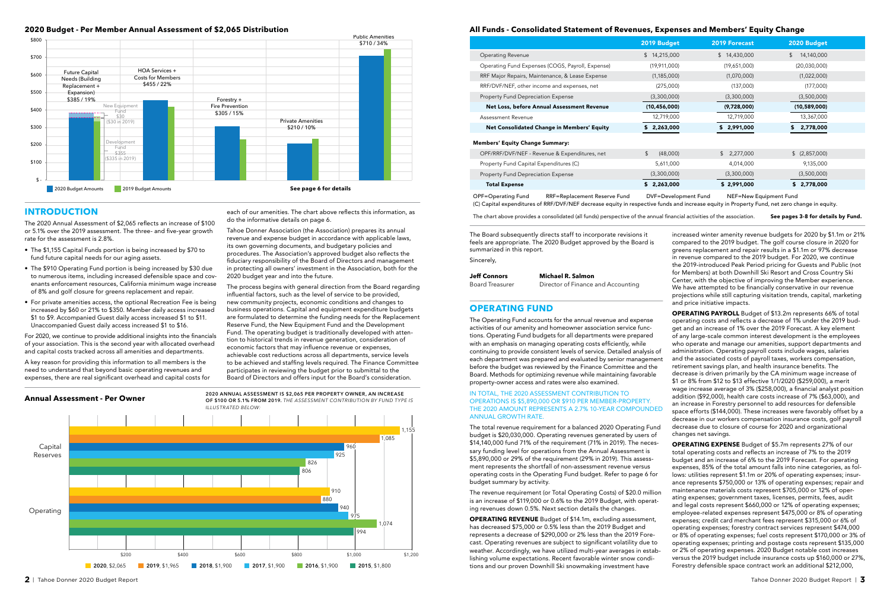## 2020 Budget - Per Member Annual Assessment of $2,065 Distribution

| Category | 2020 Budget Amounts | Share |
|---|---|---|
| Future Capital Needs (Building Replacement + Expansion) | $385 | 19% |
| HOA Services + Costs for Members | $455 | 22% |
| Forestry + Fire Prevention | $305 | 15% |
| Private Amenities | $210 | 10% |
| Public Amenities | $710 | 34% |

Future Capital Needs includes: New Equipment Fund $30 ($30 in 2019); Development Fund $355 ($335 in 2019).

2020 Budget Amounts | 2019 Budget Amounts

**See page 6 for details**

## All Funds - Consolidated Statement of Revenues, Expenses and Members' Equity Change

| | 2019 Budget | 2019 Forecast | 2020 Budget |
|---|---|---|---|
| Operating Revenue | $ 14,215,000 | $ 14,430,000 | $ 14,140,000 |
| Operating Fund Expenses (COGS, Payroll, Expense) | (19,911,000) | (19,651,000) | (20,030,000) |
| RRF Major Repairs, Maintenance, & Lease Expense | (1,185,000) | (1,070,000) | (1,022,000) |
| RRF/DVF/NEF, other income and expenses, net | (275,000) | (137,000) | (177,000) |
| Property Fund Depreciation Expense | (3,300,000) | (3,300,000) | (3,500,000) |
| **Net Loss, before Annual Assessment Revenue** | **(10,456,000)** | **(9,728,000)** | **(10,589,000)** |
| Assessment Revenue | 12,719,000 | 12,719,000 | 13,367,000 |
| **Net Consolidated Change in Members' Equity** | **$ 2,263,000** | **$ 2,991,000** | **$ 2,778,000** |
| **Members' Equity Change Summary:** | | | |
| OPF/RRF/DVF/NEF - Revenue & Expenditures, net | $ (48,000) | $ 2,277,000 | $ (2,857,000) |
| Property Fund Capital Expenditures (C) | 5,611,000 | 4,014,000 | 9,135,000 |
| Property Fund Depreciation Expense | (3,300,000) | (3,300,000) | (3,500,000) |
| **Total Expense** | **$ 2,263,000** | **$ 2,991,000** | **$ 2,778,000** |

OPF=Operating Fund RRF=Replacement Reserve Fund DVF=Development Fund NEF=New Equipment Fund

(C) Capital expenditures of RRF/DVF/NEF decrease equity in respective funds and increase equity in Property Fund, net zero change in equity.

The chart above provides a consolidated (all funds) perspective of the annual financial activities of the association. **See pages 3-8 for details by Fund.**

## INTRODUCTION

The 2020 Annual Assessment of $2,065 reflects an increase of $100 or 5.1% over the 2019 assessment. The three- and five-year growth rate for the assessment is 2.8%.

- The $1,155 Capital Funds portion is being increased by $70 to fund future capital needs for our aging assets.
- The $910 Operating Fund portion is being increased by $30 due to numerous items, including increased defensible space and covenants enforcement resources, California minimum wage increase of 8% and golf closure for greens replacement and repair.
- For private amenities access, the optional Recreation Fee is being increased by $60 or 21% to $350. Member daily access increased $1 to $9. Accompanied Guest daily access increased $1 to $11. Unaccompanied Guest daily access increased $1 to $16.

For 2020, we continue to provide additional insights into the financials of your association. This is the second year with allocated overhead and capital costs tracked across all amenities and departments.

A key reason for providing this information to all members is the need to understand that beyond basic operating revenues and expenses, there are real significant overhead and capital costs for each of our amenities. The chart above reflects this information, as do the informative details on page 6.

Tahoe Donner Association (the Association) prepares its annual revenue and expense budget in accordance with applicable laws, its own governing documents, and budgetary policies and procedures. The Association's approved budget also reflects the fiduciary responsibility of the Board of Directors and management in protecting all owners' investment in the Association, both for the 2020 budget year and into the future.

The process begins with general direction from the Board regarding influential factors, such as the level of service to be provided, new community projects, economic conditions and changes to business operations. Capital and equipment expenditure budgets are formulated to determine the funding needs for the Replacement Reserve Fund, the New Equipment Fund and the Development Fund. The operating budget is traditionally developed with attention to historical trends in revenue generation, consideration of economic factors that may influence revenue or expenses, achievable cost reductions across all departments, service levels to be achieved and staffing levels required. The Finance Committee participates in reviewing the budget prior to submittal to the Board of Directors and offers input for the Board's consideration.

The Board subsequently directs staff to incorporate revisions it feels are appropriate. The 2020 Budget approved by the Board is summarized in this report.

Sincerely,

**Jeff Connors**
Board Treasurer

**Michael R. Salmon**
Director of Finance and Accounting

## Annual Assessment - Per Owner

**2020 ANNUAL ASSESSMENT IS $2,065 PER PROPERTY OWNER, AN INCREASE OF $100 OR 5.1% FROM 2019.** *THE ASSESSMENT CONTRIBUTION BY FUND TYPE IS ILLUSTRATED BELOW:*

| Year (Total) | Capital Reserves | Operating |
|---|---|---|
| 2020, $2,065 | 1,155 | 910 |
| 2019, $1,965 | 1,085 | 880 |
| 2018, $1,900 | 960 | 940 |
| 2017, $1,900 | 925 | 975 |
| 2016, $1,900 | 826 | 1,074 |
| 2015, $1,800 | 806 | 994 |

## OPERATING FUND

The Operating Fund accounts for the annual revenue and expense activities of our amenity and homeowner association service functions. Operating Fund budgets for all departments were prepared with an emphasis on managing operating costs efficiently, while continuing to provide consistent levels of service. Detailed analysis of each department was prepared and evaluated by senior management before the budget was reviewed by the Finance Committee and the Board. Methods for optimizing revenue while maintaining favorable property-owner access and rates were also examined.

IN TOTAL, THE 2020 ASSESSMENT CONTRIBUTION TO OPERATIONS IS $5,890,000 OR $910 PER MEMBER-PROPERTY. THE 2020 AMOUNT REPRESENTS A 2.7% 10-YEAR COMPOUNDED ANNUAL GROWTH RATE.

The total revenue requirement for a balanced 2020 Operating Fund budget is $20,030,000. Operating revenues generated by users of $14,140,000 fund 71% of the requirement (71% in 2019). The necessary funding level for operations from the Annual Assessment is $5,890,000 or 29% of the requirement (29% in 2019). This assessment represents the shortfall of non-assessment revenue versus operating costs in the Operating Fund budget. Refer to page 6 for budget summary by activity.

The revenue requirement (or Total Operating Costs) of $20.0 million is an increase of $119,000 or 0.6% to the 2019 Budget, with operating revenues down 0.5%. Next section details the changes.

**OPERATING REVENUE** Budget of $14.1m, excluding assessment, has decreased $75,000 or 0.5% less than the 2019 Budget and represents a decrease of $290,000 or 2% less than the 2019 Forecast. Operating revenues are subject to significant volatility due to weather. Accordingly, we have utilized multi-year averages in establishing volume expectations. Recent favorable winter snow conditions and our proven Downhill Ski snowmaking investment have increased winter amenity revenue budgets for 2020 by $1.1m or 21% compared to the 2019 budget. The golf course closure in 2020 for greens replacement and repair results in a $1.1m or 97% decrease in revenue compared to the 2019 budget. For 2020, we continue the 2019-introduced Peak Period pricing for Guests and Public (not for Members) at both Downhill Ski Resort and Cross Country Ski Center, with the objective of improving the Member experience. We have attempted to be financially conservative in our revenue projections while still capturing visitation trends, capital, marketing and price initiative impacts.

**OPERATING PAYROLL** Budget of $13.2m represents 66% of total operating costs and reflects a decrease of 1% under the 2019 budget and an increase of 1% over the 2019 Forecast. A key element of any large-scale common interest development is the employees who operate and manage our amenities, support departments and administration. Operating payroll costs include wages, salaries and the associated costs of payroll taxes, workers compensation, retirement savings plan, and health insurance benefits. The decrease is driven primarily by the CA minimum wage increase of $1 or 8% from $12 to $13 effective 1/1/2020 ($259,000), a merit wage increase average of 3% ($258,000), a financial analyst position addition ($92,000), health care costs increase of 7% ($63,000), and an increase in Forestry personnel to add resources for defensible space efforts ($144,000). These increases were favorably offset by a decrease in our workers compensation insurance costs, golf payroll decrease due to closure of course for 2020 and organizational changes net savings.

**OPERATING EXPENSE** Budget of $5.7m represents 27% of our total operating costs and reflects an increase of 7% to the 2019 budget and an increase of 6% to the 2019 Forecast. For operating expenses, 85% of the total amount falls into nine categories, as follows: utilities represent $1.1m or 20% of operating expenses; insurance represents $750,000 or 13% of operating expenses; repair and maintenance materials costs represent $705,000 or 12% of operating expenses; government taxes, licenses, permits, fees, audit and legal costs represent $660,000 or 12% of operating expenses; employee-related expenses represent $475,000 or 8% of operating expenses; credit card merchant fees represent $315,000 or 6% of operating expenses; forestry contract services represent $474,000 or 8% of operating expenses; fuel costs represent $170,000 or 3% of operating expenses; printing and postage costs represent $135,000 or 2% of operating expenses. 2020 Budget notable cost increases versus the 2019 budget include insurance costs up $160,000 or 27%, Forestry defensible space contract work an additional $212,000,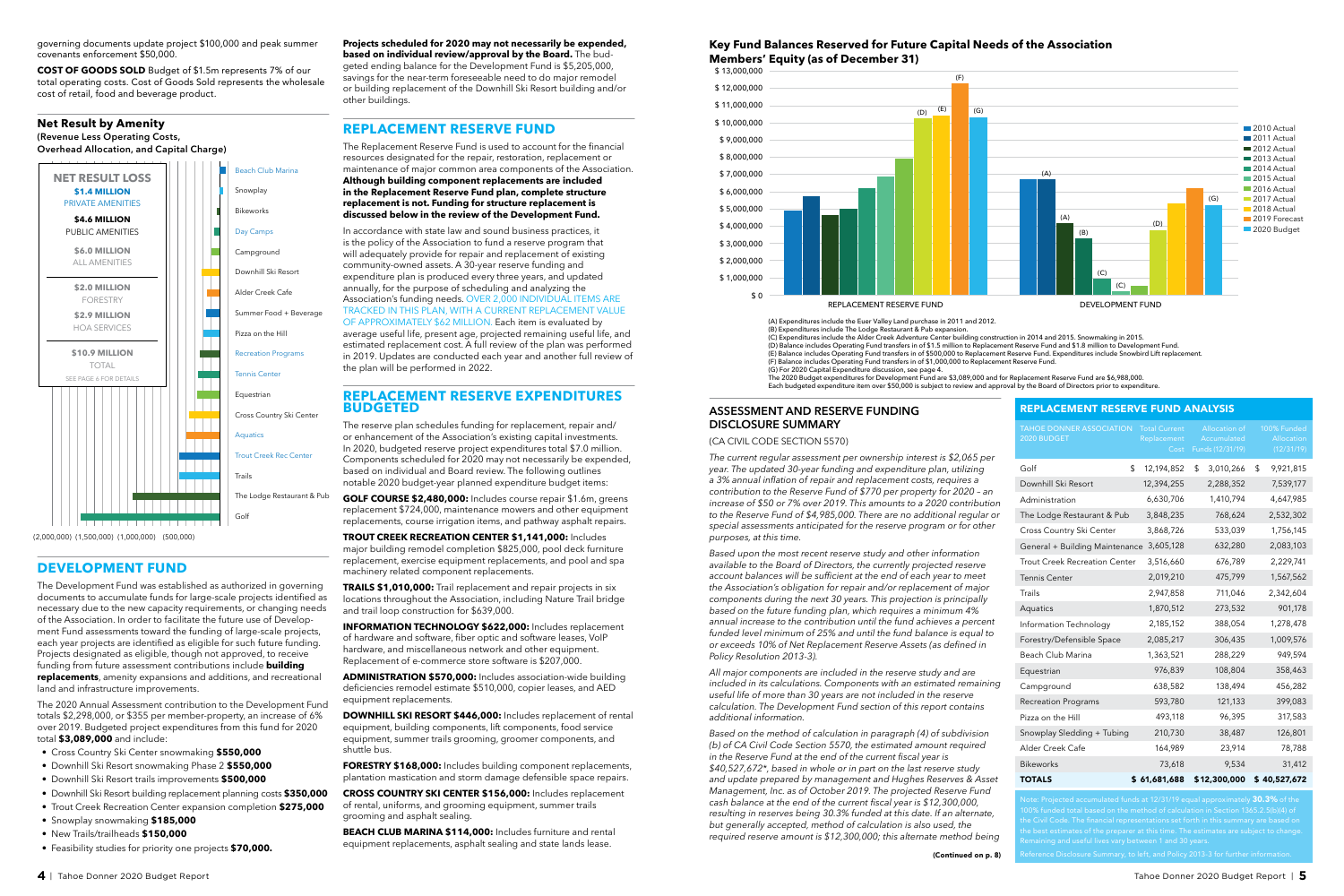governing documents update project $100,000 and peak summer covenants enforcement $50,000.

**COST OF GOODS SOLD** Budget of $1.5m represents 7% of our total operating costs. Cost of Goods Sold represents the wholesale cost of retail, food and beverage product.

### Net Result by Amenity

**(Revenue Less Operating Costs, Overhead Allocation, and Capital Charge)**

**NET RESULT LOSS**

**$1.4 MILLION** PRIVATE AMENITIES

**$4.6 MILLION** PUBLIC AMENITIES

**$6.0 MILLION** ALL AMENITIES

**$2.0 MILLION** FORESTRY

**$2.9 MILLION** HOA SERVICES

**$10.9 MILLION** TOTAL

SEE PAGE 6 FOR DETAILS

Beach Club Marina, Snowplay, Bikeworks, Day Camps, Campground, Downhill Ski Resort, Alder Creek Cafe, Summer Food + Beverage, Pizza on the Hill, Recreation Programs, Tennis Center, Equestrian, Cross Country Ski Center, Aquatics, Trout Creek Rec Center, Trails, The Lodge Restaurant & Pub, Golf

(2,000,000) (1,500,000) (1,000,000) (500,000)

## DEVELOPMENT FUND

The Development Fund was established as authorized in governing documents to accumulate funds for large-scale projects identified as necessary due to the new capacity requirements, or changing needs of the Association. In order to facilitate the future use of Development Fund assessments toward the funding of large-scale projects, each year projects are identified as eligible for such future funding. Projects designated as eligible, though not approved, to receive funding from future assessment contributions include **building replacements**, amenity expansions and additions, and recreational land and infrastructure improvements.

The 2020 Annual Assessment contribution to the Development Fund totals $2,298,000, or $355 per member-property, an increase of 6% over 2019. Budgeted project expenditures from this fund for 2020 total **$3,089,000** and include:

- Cross Country Ski Center snowmaking **$550,000**
- Downhill Ski Resort snowmaking Phase 2 **$550,000**
- Downhill Ski Resort trails improvements **$500,000**
- Downhill Ski Resort building replacement planning costs **$350,000**
- Trout Creek Recreation Center expansion completion **$275,000**
- Snowplay snowmaking **$185,000**
- New Trails/trailheads **$150,000**
- Feasibility studies for priority one projects **$70,000.**

**Projects scheduled for 2020 may not necessarily be expended, based on individual review/approval by the Board.** The budgeted ending balance for the Development Fund is $5,205,000, savings for the near-term foreseeable need to do major remodel or building replacement of the Downhill Ski Resort building and/or other buildings.

## REPLACEMENT RESERVE FUND

The Replacement Reserve Fund is used to account for the financial resources designated for the repair, restoration, replacement or maintenance of major common area components of the Association. **Although building component replacements are included in the Replacement Reserve Fund plan, complete structure replacement is not. Funding for structure replacement is discussed below in the review of the Development Fund.**

In accordance with state law and sound business practices, it is the policy of the Association to fund a reserve program that will adequately provide for repair and replacement of existing community-owned assets. A 30-year reserve funding and expenditure plan is produced every three years, and updated annually, for the purpose of scheduling and analyzing the Association's funding needs. OVER 2,000 INDIVIDUAL ITEMS ARE TRACKED IN THIS PLAN, WITH A CURRENT REPLACEMENT VALUE OF APPROXIMATELY $62 MILLION. Each item is evaluated by average useful life, present age, projected remaining useful life, and estimated replacement cost. A full review of the plan was performed in 2019. Updates are conducted each year and another full review of the plan will be performed in 2022.

## REPLACEMENT RESERVE EXPENDITURES BUDGETED

The reserve plan schedules funding for replacement, repair and/or enhancement of the Association's existing capital investments. In 2020, budgeted reserve project expenditures total $7.0 million. Components scheduled for 2020 may not necessarily be expended, based on individual and Board review. The following outlines notable 2020 budget-year planned expenditure budget items:

**GOLF COURSE $2,480,000:** Includes course repair $1.6m, greens replacement $724,000, maintenance mowers and other equipment replacements, course irrigation items, and pathway asphalt repairs.

**TROUT CREEK RECREATION CENTER $1,141,000:** Includes major building remodel completion $825,000, pool deck furniture replacement, exercise equipment replacements, and pool and spa machinery related component replacements.

**TRAILS $1,010,000:** Trail replacement and repair projects in six locations throughout the Association, including Nature Trail bridge and trail loop construction for $639,000.

**INFORMATION TECHNOLOGY $622,000:** Includes replacement of hardware and software, fiber optic and software leases, VoIP hardware, and miscellaneous network and other equipment. Replacement of e-commerce store software is $207,000.

**ADMINISTRATION $570,000:** Includes association-wide building deficiencies remodel estimate $510,000, copier leases, and AED equipment replacements.

**DOWNHILL SKI RESORT $446,000:** Includes replacement of rental equipment, building components, lift components, food service equipment, summer trails grooming, groomer components, and shuttle bus.

**FORESTRY $168,000:** Includes building component replacements, plantation mastication and storm damage defensible space repairs.

**CROSS COUNTRY SKI CENTER $156,000:** Includes replacement of rental, uniforms, and grooming equipment, summer trails grooming and asphalt sealing.

**BEACH CLUB MARINA $114,000:** Includes furniture and rental equipment replacements, asphalt sealing and state lands lease.

### Key Fund Balances Reserved for Future Capital Needs of the Association Members' Equity (as of December 31)

Legend: 2010 Actual, 2011 Actual, 2012 Actual, 2013 Actual, 2014 Actual, 2015 Actual, 2016 Actual, 2017 Actual, 2018 Actual, 2019 Forecast, 2020 Budget

Categories: REPLACEMENT RESERVE FUND, DEVELOPMENT FUND

(A) Expenditures include the Euer Valley Land purchase in 2011 and 2012.
(B) Expenditures include The Lodge Restaurant & Pub expansion.
(C) Expenditures include the Alder Creek Adventure Center building construction in 2014 and 2015. Snowmaking in 2015.
(D) Balance includes Operating Fund transfers in of $1.5 million to Replacement Reserve Fund and $1.8 million to Development Fund.
(E) Balance includes Operating Fund transfers in of $500,000 to Replacement Reserve Fund. Expenditures include Snowbird Lift replacement.
(F) Balance includes Operating Fund transfers in of $1,000,000 to Replacement Reserve Fund.
(G) For 2020 Capital Expenditure discussion, see page 4.
The 2020 Budget expenditures for Development Fund are $3,089,000 and for Replacement Reserve Fund are $6,988,000.
Each budgeted expenditure item over $50,000 is subject to review and approval by the Board of Directors prior to expenditure.

## ASSESSMENT AND RESERVE FUNDING DISCLOSURE SUMMARY

(CA CIVIL CODE SECTION 5570)

*The current regular assessment per ownership interest is $2,065 per year. The updated 30-year funding and expenditure plan, utilizing a 3% annual inflation of repair and replacement costs, requires a contribution to the Reserve Fund of $770 per property for 2020 – an increase of $50 or 7% over 2019. This amounts to a 2020 contribution to the Reserve Fund of $4,985,000. There are no additional regular or special assessments anticipated for the reserve program or for other purposes, at this time.*

*Based upon the most recent reserve study and other information available to the Board of Directors, the currently projected reserve account balances will be sufficient at the end of each year to meet the Association's obligation for repair and/or replacement of major components during the next 30 years. This projection is principally based on the future funding plan, which requires a minimum 4% annual increase to the contribution until the fund achieves a percent funded level minimum of 25% and until the fund balance is equal to or exceeds 10% of Net Replacement Reserve Assets (as defined in Policy Resolution 2013-3).*

*All major components are included in the reserve study and are included in its calculations. Components with an estimated remaining useful life of more than 30 years are not included in the reserve calculation. The Development Fund section of this report contains additional information.*

*Based on the method of calculation in paragraph (4) of subdivision (b) of CA Civil Code Section 5570, the estimated amount required in the Reserve Fund at the end of the current fiscal year is $40,527,672\*, based in whole or in part on the last reserve study and update prepared by management and Hughes Reserves & Asset Management, Inc. as of October 2019. The projected Reserve Fund cash balance at the end of the current fiscal year is $12,300,000, resulting in reserves being 30.3% funded at this date. If an alternate, but generally accepted, method of calculation is also used, the required reserve amount is $12,300,000; this alternate method being*

**(Continued on p. 8)**

## REPLACEMENT RESERVE FUND ANALYSIS

| TAHOE DONNER ASSOCIATION 2020 BUDGET | Total Current Replacement Cost | Allocation of Accumulated Funds (12/31/19) | 100% Funded Allocation (12/31/19) |
|---|---|---|---|
| Golf | $ 12,194,852 | $ 3,010,266 | $ 9,921,815 |
| Downhill Ski Resort | 12,394,255 | 2,288,352 | 7,539,177 |
| Administration | 6,630,706 | 1,410,794 | 4,647,985 |
| The Lodge Restaurant & Pub | 3,848,235 | 768,624 | 2,532,302 |
| Cross Country Ski Center | 3,868,726 | 533,039 | 1,756,145 |
| General + Building Maintenance | 3,605,128 | 632,280 | 2,083,103 |
| Trout Creek Recreation Center | 3,516,660 | 676,789 | 2,229,741 |
| Tennis Center | 2,019,210 | 475,799 | 1,567,562 |
| Trails | 2,947,858 | 711,046 | 2,342,604 |
| Aquatics | 1,870,512 | 273,532 | 901,178 |
| Information Technology | 2,185,152 | 388,054 | 1,278,478 |
| Forestry/Defensible Space | 2,085,217 | 306,435 | 1,009,576 |
| Beach Club Marina | 1,363,521 | 288,229 | 949,594 |
| Equestrian | 976,839 | 108,804 | 358,463 |
| Campground | 638,582 | 138,494 | 456,282 |
| Recreation Programs | 593,780 | 121,133 | 399,083 |
| Pizza on the Hill | 493,118 | 96,395 | 317,583 |
| Snowplay Sledding + Tubing | 210,730 | 38,487 | 126,801 |
| Alder Creek Cafe | 164,989 | 23,914 | 78,788 |
| Bikeworks | 73,618 | 9,534 | 31,412 |
| **TOTALS** | **$ 61,681,688** | **$12,300,000** | **$ 40,527,672** |

Note: Projected accumulated funds at 12/31/19 equal approximately **30.3%** of the 100% funded total based on the method of calculation in Section 1365.2.5(b)(4) of the Civil Code. The financial representations set forth in this summary are based on the best estimates of the preparer at this time. The estimates are subject to change. Remaining and useful lives vary between 1 and 30 years.

Reference Disclosure Summary, to left, and Policy 2013-3 for further information.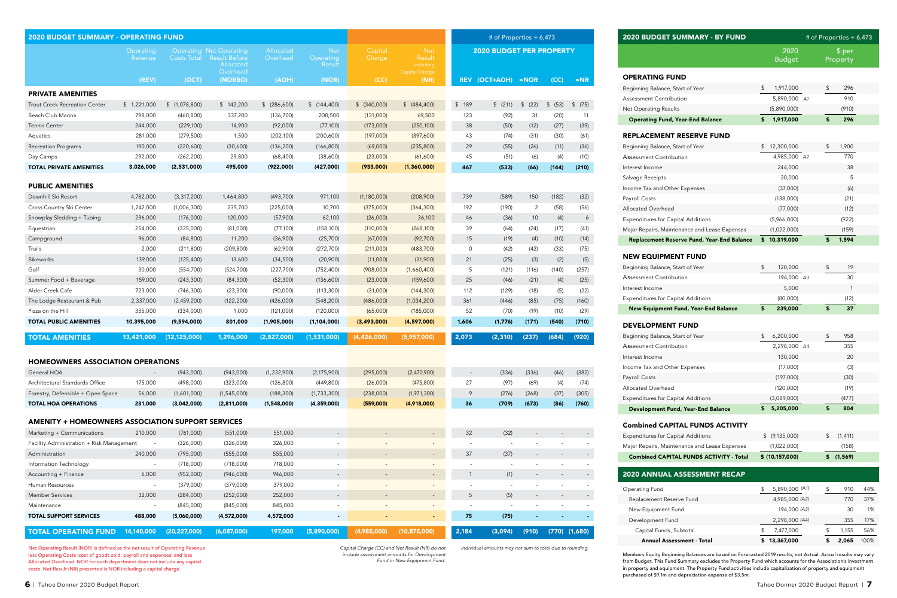## 2020 BUDGET SUMMARY - OPERATING FUND

| | Operating Revenue (REV) | Operating Costs Total (OCT) | Net Operating Result Before Allocated Overhead (NORBO) | Allocated Overhead (AOH) | Net Operating Result (NOR) | Capital Charge (CC) | Net Result Including Capital Charge (NR) | # of Properties = 6,473 | 2020 BUDGET PER PROPERTY | | | |
|---|---|---|---|---|---|---|---|---|---|---|---|---|
| | | | | | | | | REV | (OCT+AOH) | =NOR | (CC) | =NR |
| **PRIVATE AMENITIES** | | | | | | | | | | | | |
| Trout Creek Recreation Center | $ 1,221,000 | $ (1,078,800) | $ 142,200 | $ (286,600) | $ (144,400) | $ (340,000) | $ (484,400) | $ 189 | $ (211) | $ (22) | $ (53) | $ (75) |
| Beach Club Marina | 798,000 | (460,800) | 337,200 | (136,700) | 200,500 | (131,000) | 69,500 | 123 | (92) | 31 | (20) | 11 |
| Tennis Center | 244,000 | (229,100) | 14,900 | (92,000) | (77,100) | (173,000) | (250,100) | 38 | (50) | (12) | (27) | (39) |
| Aquatics | 281,000 | (279,500) | 1,500 | (202,100) | (200,600) | (197,000) | (397,600) | 43 | (74) | (31) | (30) | (61) |
| Recreation Programs | 190,000 | (220,600) | (30,600) | (136,200) | (166,800) | (69,000) | (235,800) | 29 | (55) | (26) | (11) | (36) |
| Day Camps | 292,000 | (262,200) | 29,800 | (68,400) | (38,600) | (23,000) | (61,600) | 45 | (51) | (6) | (4) | (10) |
| **TOTAL PRIVATE AMENITIES** | **3,026,000** | **(2,531,000)** | **495,000** | **(922,000)** | **(427,000)** | **(933,000)** | **(1,360,000)** | **467** | **(533)** | **(66)** | **(144)** | **(210)** |
| **PUBLIC AMENITIES** | | | | | | | | | | | | |
| Downhill Ski Resort | 4,782,000 | (3,317,200) | 1,464,800 | (493,700) | 971,100 | (1,180,000) | (208,900) | 739 | (589) | 150 | (182) | (32) |
| Cross Country Ski Center | 1,242,000 | (1,006,300) | 235,700 | (225,000) | 10,700 | (375,000) | (364,300) | 192 | (190) | 2 | (58) | (56) |
| Snowplay Sledding + Tubing | 296,000 | (176,000) | 120,000 | (57,900) | 62,100 | (26,000) | 36,100 | 46 | (36) | 10 | (4) | 6 |
| Equestrian | 254,000 | (335,000) | (81,000) | (77,100) | (158,100) | (110,000) | (268,100) | 39 | (64) | (24) | (17) | (41) |
| Campground | 96,000 | (84,800) | 11,200 | (36,900) | (25,700) | (67,000) | (92,700) | 15 | (19) | (4) | (10) | (14) |
| Trails | 2,000 | (211,800) | (209,800) | (62,900) | (272,700) | (211,000) | (483,700) | 0 | (42) | (42) | (33) | (75) |
| Bikeworks | 139,000 | (125,400) | 13,600 | (34,500) | (20,900) | (11,000) | (31,900) | 21 | (25) | (3) | (2) | (5) |
| Golf | 30,000 | (554,700) | (524,700) | (227,700) | (752,400) | (908,000) | (1,660,400) | 5 | (121) | (116) | (140) | (257) |
| Summer Food + Beverage | 159,000 | (243,300) | (84,300) | (52,300) | (136,600) | (23,000) | (159,600) | 25 | (46) | (21) | (4) | (25) |
| Alder Creek Cafe | 723,000 | (746,300) | (23,300) | (90,000) | (113,300) | (31,000) | (144,300) | 112 | (129) | (18) | (5) | (22) |
| The Lodge Restaurant & Pub | 2,337,000 | (2,459,200) | (122,200) | (426,000) | (548,200) | (486,000) | (1,034,200) | 361 | (446) | (85) | (75) | (160) |
| Pizza on the Hill | 335,000 | (334,000) | 1,000 | (121,000) | (120,000) | (65,000) | (185,000) | 52 | (70) | (19) | (10) | (29) |
| **TOTAL PUBLIC AMENITIES** | **10,395,000** | **(9,594,000)** | **801,000** | **(1,905,000)** | **(1,104,000)** | **(3,493,000)** | **(4,597,000)** | **1,606** | **(1,776)** | **(171)** | **(540)** | **(710)** |
| **TOTAL AMENITIES** | **13,421,000** | **(12,125,000)** | **1,296,000** | **(2,827,000)** | **(1,531,000)** | **(4,426,000)** | **(5,957,000)** | **2,073** | **(2,310)** | **(237)** | **(684)** | **(920)** |
| **HOMEOWNERS ASSOCIATION OPERATIONS** | | | | | | | | | | | | |
| General HOA | - | (943,000) | (943,000) | (1,232,900) | (2,175,900) | (295,000) | (2,470,900) | - | (336) | (336) | (46) | (382) |
| Architectural Standards Office | 175,000 | (498,000) | (323,000) | (126,800) | (449,800) | (26,000) | (475,800) | 27 | (97) | (69) | (4) | (74) |
| Forestry, Defensible + Open Space | 56,000 | (1,601,000) | (1,545,000) | (188,300) | (1,733,300) | (238,000) | (1,971,300) | 9 | (276) | (268) | (37) | (305) |
| **TOTAL HOA OPERATIONS** | **231,000** | **(3,042,000)** | **(2,811,000)** | **(1,548,000)** | **(4,359,000)** | **(559,000)** | **(4,918,000)** | **36** | **(709)** | **(673)** | **(86)** | **(760)** |
| **AMENITY + HOMEOWNERS ASSOCIATION SUPPORT SERVICES** | | | | | | | | | | | | |
| Marketing + Communications | 210,000 | (761,000) | (551,000) | 551,000 | - | - | - | 32 | (32) | - | - | - |
| Facility Administration + Risk Management | - | (326,000) | (326,000) | 326,000 | - | - | - | - | - | - | - | - |
| Administration | 240,000 | (795,000) | (555,000) | 555,000 | - | - | - | 37 | (37) | - | - | - |
| Information Technology | - | (718,000) | (718,000) | 718,000 | - | - | - | - | - | - | - | - |
| Accounting + Finance | 6,000 | (952,000) | (946,000) | 946,000 | - | - | - | 1 | (1) | - | - | - |
| Human Resources | - | (379,000) | (379,000) | 379,000 | - | - | - | - | - | - | - | - |
| Member Services | 32,000 | (284,000) | (252,000) | 252,000 | - | - | - | 5 | (5) | - | - | - |
| Maintenance | - | (845,000) | (845,000) | 845,000 | - | - | - | - | - | - | - | - |
| **TOTAL SUPPORT SERVICES** | **488,000** | **(5,060,000)** | **(4,572,000)** | **4,572,000** | **-** | **-** | **-** | **75** | **(75)** | **-** | **-** | **-** |
| **TOTAL OPERATING FUND** | **14,140,000** | **(20,227,000)** | **(6,087,000)** | **197,000** | **(5,890,000)** | **(4,985,000)** | **(10,875,000)** | **2,184** | **(3,094)** | **(910)** | **(770)** | **(1,680)** |

Net Operating Result (NOR) is defined as the net result of Operating Revenue less Operating Costs (cost of goods sold, payroll and expenses) and less Allocated Overhead. NOR for each department does not include any capital costs. Net Result (NR) presented is NOR including a capital charge.

*Capital Charge (CC) and Net Result (NR) do not include assessment amounts for Development Fund or New Equipment Fund.*

*Individual amounts may not sum to total due to rounding.*

## 2020 BUDGET SUMMARY - BY FUND

# of Properties = 6,473

| | 2020 Budget | $ per Property |
|---|---|---|
| **OPERATING FUND** | | |
| Beginning Balance, Start of Year | $ 1,917,000 | $ 296 |
| Assessment Contribution | 5,890,000 A1 | 910 |
| Net Operating Results | (5,890,000) | (910) |
| **Operating Fund, Year-End Balance** | **$ 1,917,000** | **$ 296** |
| **REPLACEMENT RESERVE FUND** | | |
| Beginning Balance, Start of Year | $ 12,300,000 | $ 1,900 |
| Assessment Contribution | 4,985,000 A2 | 770 |
| Interest Income | 244,000 | 38 |
| Salvage Receipts | 30,000 | 5 |
| Income Tax and Other Expenses | (37,000) | (6) |
| Payroll Costs | (138,000) | (21) |
| Allocated Overhead | (77,000) | (12) |
| Expenditures for Capital Additions | (5,966,000) | (922) |
| Major Repairs, Maintenance and Lease Expenses | (1,022,000) | (159) |
| **Replacement Reserve Fund, Year-End Balance** | **$ 10,319,000** | **$ 1,594** |
| **NEW EQUIPMENT FUND** | | |
| Beginning Balance, Start of Year | $ 120,000 | $ 19 |
| Assessment Contribution | 194,000 A3 | 30 |
| Interest Income | 5,000 | 1 |
| Expenditures for Capital Additions | (80,000) | (12) |
| **New Equipment Fund, Year-End Balance** | **$ 239,000** | **$ 37** |
| **DEVELOPMENT FUND** | | |
| Beginning Balance, Start of Year | $ 6,200,000 | $ 958 |
| Assessment Contribution | 2,298,000 A4 | 355 |
| Interest Income | 130,000 | 20 |
| Income Tax and Other Expenses | (17,000) | (3) |
| Payroll Costs | (197,000) | (30) |
| Allocated Overhead | (120,000) | (19) |
| Expenditures for Capital Additions | (3,089,000) | (477) |
| **Development Fund, Year-End Balance** | **$ 5,205,000** | **$ 804** |
| **Combined CAPITAL FUNDS ACTIVITY** | | |
| Expenditures for Capital Additions | $ (9,135,000) | $ (1,411) |
| Major Repairs, Maintenance and Lease Expenses | (1,022,000) | (158) |
| **Combined CAPITAL FUNDS ACTIVITY - Total** | **$ (10,157,000)** | **$ (1,569)** |

## 2020 ANNUAL ASSESSMENT RECAP

| | | | |
|---|---|---|---|
| Operating Fund | $ 5,890,000 (A1) | $ 910 | 44% |
| Replacement Reserve Fund | 4,985,000 (A2) | 770 | 37% |
| New Equipment Fund | 194,000 (A3) | 30 | 1% |
| Development Fund | 2,298,000 (A4) | 355 | 17% |
| Capital Funds, Subtotal | $ 7,477,000 | $ 1,155 | 56% |
| **Annual Assessment - Total** | **$ 13,367,000** | **$ 2,065** | **100%** |

Members Equity Beginning Balances are based on Forecasted 2019 results, not Actual. Actual results may vary from Budget. This Fund Summary excludes the Property Fund which accounts for the Association's investment in property and equipment. The Property Fund activities include capitalization of property and equipment purchased of $9.1m and depreciation expense of $3.5m.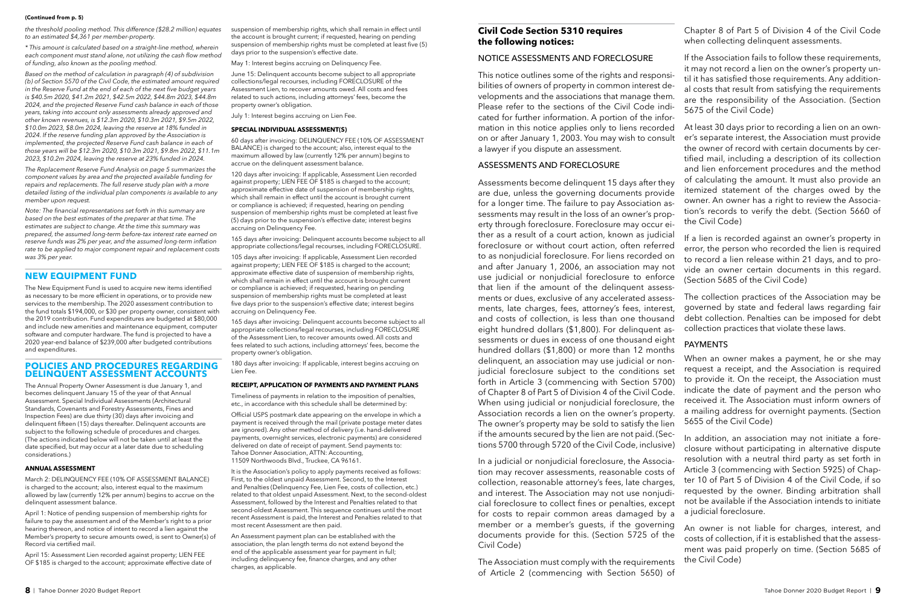**(Continued from p. 5)**

*the threshold pooling method. This difference ($28.2 million) equates to an estimated $4,361 per member-property.*

*\* This amount is calculated based on a straight-line method, wherein each component must stand alone, not utilizing the cash flow method of funding, also known as the pooling method.*

*Based on the method of calculation in paragraph (4) of subdivision (b) of Section 5570 of the Civil Code, the estimated amount required in the Reserve Fund at the end of each of the next five budget years is $40.5m 2020, $41.2m 2021, $42.5m 2022, $44.8m 2023, $44.8m 2024, and the projected Reserve Fund cash balance in each of those years, taking into account only assessments already approved and other known revenues, is $12.3m 2020, $10.3m 2021, $9.5m 2022, $10.0m 2023, $8.0m 2024, leaving the reserve at 18% funded in 2024. If the reserve funding plan approved by the Association is implemented, the projected Reserve Fund cash balance in each of those years will be $12.3m 2020, $10.3m 2021, $9.8m 2022, $11.1m 2023, $10.2m 2024, leaving the reserve at 23% funded in 2024.*

*The Replacement Reserve Fund Analysis on page 5 summarizes the component values by area and the projected available funding for repairs and replacements. The full reserve study plan with a more detailed listing of the individual plan components is available to any member upon request.*

*Note: The financial representations set forth in this summary are based on the best estimates of the preparer at that time. The estimates are subject to change. At the time this summary was prepared, the assumed long-term before-tax interest rate earned on reserve funds was 2% per year, and the assumed long-term inflation rate to be applied to major component repair and replacement costs was 3% per year.*

## NEW EQUIPMENT FUND

The New Equipment Fund is used to acquire new items identified as necessary to be more efficient in operations, or to provide new services to the membership. The 2020 assessment contribution to the fund totals $194,000, or $30 per property owner, consistent with the 2019 contribution. Fund expenditures are budgeted at $80,000 and include new amenities and maintenance equipment, computer software and computer hardware. The fund is projected to have a 2020 year-end balance of $239,000 after budgeted contributions and expenditures.

## POLICIES AND PROCEDURES REGARDING DELINQUENT ASSESSMENT ACCOUNTS

The Annual Property Owner Assessment is due January 1, and becomes delinquent January 15 of the year of that Annual Assessment. Special Individual Assessments (Architectural Standards, Covenants and Forestry Assessments, Fines and Inspection Fees) are due thirty (30) days after invoicing and delinquent fifteen (15) days thereafter. Delinquent accounts are subject to the following schedule of procedures and charges. (The actions indicated below will not be taken until at least the date specified, but may occur at a later date due to scheduling considerations.)

### ANNUAL ASSESSMENT

March 2: DELINQUENCY FEE (10% OF ASSESSMENT BALANCE) is charged to the account; also, interest equal to the maximum allowed by law (currently 12% per annum) begins to accrue on the delinquent assessment balance.

April 1: Notice of pending suspension of membership rights for failure to pay the assessment and of the Member's right to a prior hearing thereon, and notice of intent to record a lien against the Member's property to secure amounts owed, is sent to Owner(s) of Record via certified mail.

April 15: Assessment Lien recorded against property; LIEN FEE OF $185 is charged to the account; approximate effective date of suspension of membership rights, which shall remain in effect until the account is brought current; if requested, hearing on pending suspension of membership rights must be completed at least five (5) days prior to the suspension's effective date.

May 1: Interest begins accruing on Delinquency Fee.

June 15: Delinquent accounts become subject to all appropriate collections/legal recourses, including FORECLOSURE of the Assessment Lien, to recover amounts owed. All costs and fees related to such actions, including attorneys' fees, become the property owner's obligation.

July 1: Interest begins accruing on Lien Fee.

### SPECIAL INDIVIDUAL ASSESSMENT(S)

60 days after invoicing: DELINQUENCY FEE (10% OF ASSESSMENT BALANCE) is charged to the account; also, interest equal to the maximum allowed by law (currently 12% per annum) begins to accrue on the delinquent assessment balance.

120 days after invoicing: If applicable, Assessment Lien recorded against property; LIEN FEE OF $185 is charged to the account; approximate effective date of suspension of membership rights, which shall remain in effect until the account is brought current or compliance is achieved; if requested, hearing on pending suspension of membership rights must be completed at least five (5) days prior to the suspension's effective date; interest begins accruing on Delinquency Fee.

165 days after invoicing: Delinquent accounts become subject to all appropriate collections/legal recourses, including FORECLOSURE.

105 days after invoicing: If applicable, Assessment Lien recorded against property; LIEN FEE OF $185 is charged to the account; approximate effective date of suspension of membership rights, which shall remain in effect until the account is brought current or compliance is achieved; if requested, hearing on pending suspension of membership rights must be completed at least five days prior to the suspension's effective date. Interest begins accruing on Delinquency Fee.

165 days after invoicing: Delinquent accounts become subject to all appropriate collections/legal recourses, including FORECLOSURE of the Assessment Lien, to recover amounts owed. All costs and fees related to such actions, including attorneys' fees, become the property owner's obligation.

180 days after invoicing: If applicable, interest begins accruing on Lien Fee.

### RECEIPT, APPLICATION OF PAYMENTS AND PAYMENT PLANS

Timeliness of payments in relation to the imposition of penalties, etc., in accordance with this schedule shall be determined by:

Official USPS postmark date appearing on the envelope in which a payment is received through the mail (private postage meter dates are ignored). Any other method of delivery (i.e. hand-delivered payments, overnight services, electronic payments) are considered delivered on date of receipt of payment. Send payments to: Tahoe Donner Association, ATTN: Accounting, 11509 Northwoods Blvd., Truckee, CA 96161.

It is the Association's policy to apply payments received as follows: First, to the oldest unpaid Assessment. Second, to the Interest and Penalties (Delinquency Fee, Lien Fee, costs of collection, etc.) related to that oldest unpaid Assessment. Next, to the second-oldest Assessment, followed by the Interest and Penalties related to that second-oldest Assessment. This sequence continues until the most recent Assessment is paid, the Interest and Penalties related to that most recent Assessment are then paid.

An Assessment payment plan can be established with the association, the plan length terms do not extend beyond the end of the applicable assessment year for payment in full; including delinquency fee, finance charges, and any other charges, as applicable.

## Civil Code Section 5310 requires the following notices:

### NOTICE ASSESSMENTS AND FORECLOSURE

This notice outlines some of the rights and responsibilities of owners of property in common interest developments and the associations that manage them. Please refer to the sections of the Civil Code indicated for further information. A portion of the information in this notice applies only to liens recorded on or after January 1, 2003. You may wish to consult a lawyer if you dispute an assessment.

### ASSESSMENTS AND FORECLOSURE

Assessments become delinquent 15 days after they are due, unless the governing documents provide for a longer time. The failure to pay Association assessments may result in the loss of an owner's property through foreclosure. Foreclosure may occur either as a result of a court action, known as judicial foreclosure or without court action, often referred to as nonjudicial foreclosure. For liens recorded on and after January 1, 2006, an association may not use judicial or nonjudicial foreclosure to enforce that lien if the amount of the delinquent assessments or dues, exclusive of any accelerated assessments, late charges, fees, attorney's fees, interest, and costs of collection, is less than one thousand eight hundred dollars ($1,800). For delinquent assessments or dues in excess of one thousand eight hundred dollars ($1,800) or more than 12 months delinquent, an association may use judicial or nonjudicial foreclosure subject to the conditions set forth in Article 3 (commencing with Section 5700) of Chapter 8 of Part 5 of Division 4 of the Civil Code. When using judicial or nonjudicial foreclosure, the Association records a lien on the owner's property. The owner's property may be sold to satisfy the lien if the amounts secured by the lien are not paid. (Sections 5700 through 5720 of the Civil Code, inclusive)

In a judicial or nonjudicial foreclosure, the Association may recover assessments, reasonable costs of collection, reasonable attorney's fees, late charges, and interest. The Association may not use nonjudicial foreclosure to collect fines or penalties, except for costs to repair common areas damaged by a member or a member's guests, if the governing documents provide for this. (Section 5725 of the Civil Code)

The Association must comply with the requirements of Article 2 (commencing with Section 5650) of Chapter 8 of Part 5 of Division 4 of the Civil Code when collecting delinquent assessments.

If the Association fails to follow these requirements, it may not record a lien on the owner's property until it has satisfied those requirements. Any additional costs that result from satisfying the requirements are the responsibility of the Association. (Section 5675 of the Civil Code)

At least 30 days prior to recording a lien on an owner's separate interest, the Association must provide the owner of record with certain documents by certified mail, including a description of its collection and lien enforcement procedures and the method of calculating the amount. It must also provide an itemized statement of the charges owed by the owner. An owner has a right to review the Association's records to verify the debt. (Section 5660 of the Civil Code)

If a lien is recorded against an owner's property in error, the person who recorded the lien is required to record a lien release within 21 days, and to provide an owner certain documents in this regard. (Section 5685 of the Civil Code)

The collection practices of the Association may be governed by state and federal laws regarding fair debt collection. Penalties can be imposed for debt collection practices that violate these laws.

### PAYMENTS

When an owner makes a payment, he or she may request a receipt, and the Association is required to provide it. On the receipt, the Association must indicate the date of payment and the person who received it. The Association must inform owners of a mailing address for overnight payments. (Section 5655 of the Civil Code)

In addition, an association may not initiate a foreclosure without participating in alternative dispute resolution with a neutral third party as set forth in Article 3 (commencing with Section 5925) of Chapter 10 of Part 5 of Division 4 of the Civil Code, if so requested by the owner. Binding arbitration shall not be available if the Association intends to initiate a judicial foreclosure.

An owner is not liable for charges, interest, and costs of collection, if it is established that the assessment was paid properly on time. (Section 5685 of the Civil Code)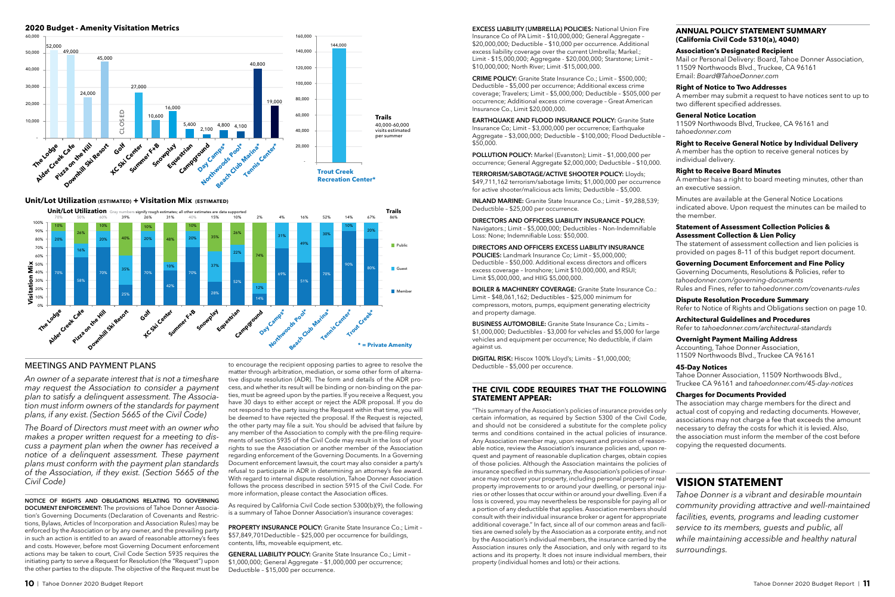## 2020 Budget - Amenity Visitation Metrics

| Amenity | Visits |
|---|---|
| The Lodge | 52,000 |
| Alder Creek Cafe | 49,000 |
| Pizza on the Hill | 24,000 |
| Downhill Ski Resort | 45,000 |
| Golf | CLOSED |
| XC Ski Center | 27,000 |
| Summer F+B | 10,600 |
| Snowplay | 16,000 |
| Equestrian | 5,400 |
| Campground | 2,100 |
| Day Camps* | 4,800 |
| Northwoods Pool* | 4,100 |
| Beach Club Marina* | 40,800 |
| Tennis Center* | 19,000 |
| Trout Creek Recreation Center* | 144,000 |
| Trails | 40,000-60,000 visits estimated per summer |

## Unit/Lot Utilization (ESTIMATED) + Visitation Mix (ESTIMATED)

Unit/Lot Utilization: Gray numbers signify rough estimates; all other estimates are data supported

| Amenity | Unit/Lot Utilization | Member | Guest | Public |
|---|---|---|---|---|
| The Lodge | 70% | 70% | 20% | 10% |
| Alder Creek Cafe | 50% | 58% | 16% | 26% |
| Pizza on the Hill | 60% | 70% | 20% | 10% |
| Downhill Ski Resort | 39% | 25% | 35% | 40% |
| Golf | 26% | 70% | 20% | 10% |
| XC Ski Center | 31% | 42% | 10% | 48% |
| Summer F+B | 40% | 70% | 20% | 10% |
| Snowplay | 15% | 28% | 37% | 35% |
| Equestrian | 10% | 52% | 22% | 26% |
| Campground | 2% | 14% | 12% | 74% |
| Day Camps* | 4% | 69% | 31% | |
| Northwoods Pool* | 16% | 51% | 49% | |
| Beach Club Marina* | 52% | 70% | 30% | |
| Tennis Center* | 14% | 90% | | 10% |
| Trout Creek* | 67% | 80% | 20% | |
| Trails | 86% | | | |

\* = Private Amenity

## MEETINGS AND PAYMENT PLANS

*An owner of a separate interest that is not a timeshare may request the Association to consider a payment plan to satisfy a delinquent assessment. The Association must inform owners of the standards for payment plans, if any exist. (Section 5665 of the Civil Code)*

*The Board of Directors must meet with an owner who makes a proper written request for a meeting to discuss a payment plan when the owner has received a notice of a delinquent assessment. These payment plans must conform with the payment plan standards of the Association, if they exist. (Section 5665 of the Civil Code)*

**NOTICE OF RIGHTS AND OBLIGATIONS RELATING TO GOVERNING DOCUMENT ENFORCEMENT:** The provisions of Tahoe Donner Association's Governing Documents (Declaration of Covenants and Restrictions, Bylaws, Articles of Incorporation and Association Rules) may be enforced by the Association or by any owner, and the prevailing party in such an action is entitled to an award of reasonable attorney's fees and costs. However, before most Governing Document enforcement actions may be taken to court, Civil Code Section 5935 requires the initiating party to serve a Request for Resolution (the "Request") upon the other parties to the dispute. The objective of the Request must be to encourage the recipient opposing parties to agree to resolve the matter through arbitration, mediation, or some other form of alternative dispute resolution (ADR). The form and details of the ADR process, and whether its result will be binding or non-binding on the parties, must be agreed upon by the parties. If you receive a Request, you have 30 days to either accept or reject the ADR proposal. If you do not respond to the party issuing the Request within that time, you will be deemed to have rejected the proposal. If the Request is rejected, the other party may file a suit. You should be advised that failure by any member of the Association to comply with the pre-filing requirements of section 5935 of the Civil Code may result in the loss of your rights to sue the Association or another member of the Association regarding enforcement of the Governing Documents. In a Governing Document enforcement lawsuit, the court may also consider a party's refusal to participate in ADR in determining an attorney's fee award. With regard to internal dispute resolution, Tahoe Donner Association follows the process described in section 5915 of the Civil Code. For more information, please contact the Association offices.

As required by California Civil Code section 5300(b)(9), the following is a summary of Tahoe Donner Association's insurance coverages:

**PROPERTY INSURANCE POLICY:** Granite State Insurance Co.; Limit – $57,849,701Deductible – $25,000 per occurrence for buildings, contents, lifts, moveable equipment, etc.

**GENERAL LIABILITY POLICY:** Granite State Insurance Co.; Limit – $1,000,000; General Aggregate – $1,000,000 per occurrence; Deductible – $15,000 per occurrence.

**EXCESS LIABILITY (UMBRELLA) POLICIES:** National Union Fire Insurance Co of PA Limit – $10,000,000; General Aggregate – $20,000,000; Deductible – $10,000 per occurrence. Additional excess liability coverage over the current Umbrella; Markel.; Limit - $15,000,000; Aggregate - $20,000,000; Starstone; Limit – $10,000,000; North River; Limit -$15,000,000.

**CRIME POLICY:** Granite State Insurance Co.; Limit – $500,000; Deductible – $5,000 per occurrence; Additional excess crime coverage; Travelers; Limit – $5,000,000; Deductible – $505,000 per occurrence; Additional excess crime coverage – Great American Insurance Co., Limit $20,000,000.

**EARTHQUAKE AND FLOOD INSURANCE POLICY:** Granite State Insurance Co; Limit – $3,000,000 per occurrence; Earthquake Aggregate – $3,000,000; Deductible – $100,000; Flood Deductible – $50,000.

**POLLUTION POLICY:** Markel (Evanston); Limit – $1,000,000 per occurrence; General Aggregate $2,000,000; Deductible – $10,000.

**TERRORISM/SABOTAGE/ACTIVE SHOOTER POLICY:** Lloyds; $49,711,162 terrorism/sabotage limits; $1,000,000 per occurrence for active shooter/malicious acts limits; Deductible – $5,000.

**INLAND MARINE:** Granite State Insurance Co.; Limit – $9,288,539; Deductible – $25,000 per occurrence.

**DIRECTORS AND OFFICERS LIABILITY INSURANCE POLICY:** Navigators.; Limit – $5,000,000; Deductibles – Non-Indemnifiable Loss: None; Indemnifiable Loss: $50,000.

**DIRECTORS AND OFFICERS EXCESS LIABILITY INSURANCE POLICIES:** Landmark Insurance Co; Limit – $5,000,000; Deductible – $50,000. Additional excess directors and officers excess coverage – Ironshore; Limit $10,000,000, and RSUI; Limit $5,000,000, and HIIG $5,000,000.

**BOILER & MACHINERY COVERAGE:** Granite State Insurance Co.: Limit – $48,061,162; Deductibles – $25,000 minimum for compressors, motors, pumps, equipment generating electricity and property damage.

**BUSINESS AUTOMOBILE:** Granite State Insurance Co.; Limits – $1,000,000; Deductibles - $3,000 for vehicles and $5,000 for large vehicles and equipment per occurrence; No deductible, if claim against us.

**DIGITAL RISK:** Hiscox 100% Lloyd's; Limits – $1,000,000; Deductible – $5,000 per occurence.

## THE CIVIL CODE REQUIRES THAT THE FOLLOWING STATEMENT APPEAR:

"This summary of the Association's policies of insurance provides only certain information, as required by Section 5300 of the Civil Code, and should not be considered a substitute for the complete policy terms and conditions contained in the actual policies of insurance. Any Association member may, upon request and provision of reasonable notice, review the Association's insurance policies and, upon request and payment of reasonable duplication charges, obtain copies of those policies. Although the Association maintains the policies of insurance specified in this summary, the Association's policies of insurance may not cover your property, including personal property or real property improvements to or around your dwelling, or personal injuries or other losses that occur within or around your dwelling. Even if a loss is covered, you may nevertheless be responsible for paying all or a portion of any deductible that applies. Association members should consult with their individual insurance broker or agent for appropriate additional coverage." In fact, since all of our common areas and facilities are owned solely by the Association as a corporate entity, and not by the Association's individual members, the insurance carried by the Association insures only the Association, and only with regard to its actions and its property. It does not insure individual members, their property (individual homes and lots) or their actions.

## ANNUAL POLICY STATEMENT SUMMARY (California Civil Code 5310(a), 4040)

### Association's Designated Recipient

Mail or Personal Delivery: Board, Tahoe Donner Association, 11509 Northwoods Blvd., Truckee, CA 96161
Email: *Board@TahoeDonner.com*

### Right of Notice to Two Addresses

A member may submit a request to have notices sent to up to two different specified addresses.

### General Notice Location

11509 Northwoods Blvd, Truckee, CA 96161 and *tahoedonner.com*

### Right to Receive General Notice by Individual Delivery

A member has the option to receive general notices by individual delivery.

### Right to Receive Board Minutes

A member has a right to board meeting minutes, other than an executive session.

Minutes are available at the General Notice Locations indicated above. Upon request the minutes can be mailed to the member.

### Statement of Assessment Collection Policies & Assessment Collection & Lien Policy

The statement of assessment collection and lien policies is provided on pages 8–11 of this budget report document.

### Governing Document Enforcement and Fine Policy

Governing Documents, Resolutions & Policies, refer to *tahoedonner.com/governing-documents*
Rules and Fines, refer to *tahoedonner.com/covenants-rules*

### Dispute Resolution Procedure Summary

Refer to Notice of Rights and Obligations section on page 10.

### Architectural Guidelines and Procedures

Refer to *tahoedonner.com/architectural-standards*

### Overnight Payment Mailing Address

Accounting, Tahoe Donner Association, 11509 Northwoods Blvd., Truckee CA 96161

### 45-Day Notices

Tahoe Donner Association, 11509 Northwoods Blvd., Truckee CA 96161 and *tahoedonner.com/45-day-notices*

### Charges for Documents Provided

The association may charge members for the direct and actual cost of copying and redacting documents. However, associations may not charge a fee that exceeds the amount necessary to defray the costs for which it is levied. Also, the association must inform the member of the cost before copying the requested documents.

## VISION STATEMENT

*Tahoe Donner is a vibrant and desirable mountain community providing attractive and well-maintained facilities, events, programs and leading customer service to its members, guests and public, all while maintaining accessible and healthy natural surroundings.*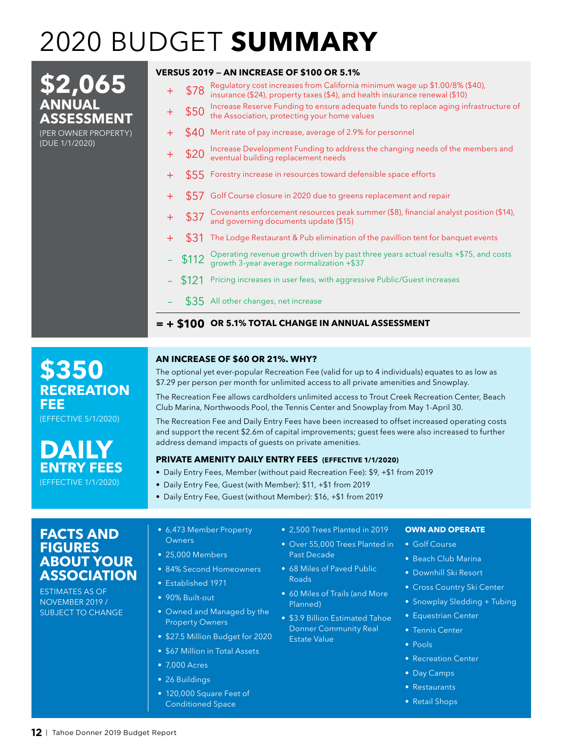# 2020 BUDGET **SUMMARY**

## $2,065
**ANNUAL ASSESSMENT**

(PER OWNER PROPERTY)
(DUE 1/1/2020)

**VERSUS 2019 – AN INCREASE OF $100 OR 5.1%**

| | | |
|---|---|---|
| + | $78 | Regulatory cost increases from California minimum wage up $1.00/8% ($40), insurance ($24), property taxes ($4), and health insurance renewal ($10) |
| + | $50 | Increase Reserve Funding to ensure adequate funds to replace aging infrastructure of the Association, protecting your home values |
| + | $40 | Merit rate of pay increase, average of 2.9% for personnel |
| + | $20 | Increase Development Funding to address the changing needs of the members and eventual building replacement needs |
| + | $55 | Forestry increase in resources toward defensible space efforts |
| + | $57 | Golf Course closure in 2020 due to greens replacement and repair |
| + | $37 | Covenants enforcement resources peak summer ($8), financial analyst position ($14), and governing documents update ($15) |
| + | $31 | The Lodge Restaurant & Pub elimination of the pavillion tent for banquet events |
| – | $112 | Operating revenue growth driven by past three years actual results +$75, and costs growth 3-year average normalization +$37 |
| – | $121 | Pricing increases in user fees, with aggressive Public/Guest increases |
| – | $35 | All other changes, net increase |

**= + $100 OR 5.1% TOTAL CHANGE IN ANNUAL ASSESSMENT**

## $350
**RECREATION FEE**

(EFFECTIVE 5/1/2020)

## DAILY
**ENTRY FEES**

(EFFECTIVE 1/1/2020)

**AN INCREASE OF $60 OR 21%. WHY?**

The optional yet ever-popular Recreation Fee (valid for up to 4 individuals) equates to as low as $7.29 per person per month for unlimited access to all private amenities and Snowplay.

The Recreation Fee allows cardholders unlimited access to Trout Creek Recreation Center, Beach Club Marina, Northwoods Pool, the Tennis Center and Snowplay from May 1-April 30.

The Recreation Fee and Daily Entry Fees have been increased to offset increased operating costs and support the recent $2.6m of capital improvements; guest fees were also increased to further address demand impacts of guests on private amenities.

**PRIVATE AMENITY DAILY ENTRY FEES (EFFECTIVE 1/1/2020)**

- Daily Entry Fees, Member (without paid Recreation Fee): $9, +$1 from 2019
- Daily Entry Fee, Guest (with Member): $11, +$1 from 2019
- Daily Entry Fee, Guest (without Member): $16, +$1 from 2019

## FACTS AND FIGURES ABOUT YOUR ASSOCIATION

ESTIMATES AS OF NOVEMBER 2019 / SUBJECT TO CHANGE

- 6,473 Member Property Owners
- 25,000 Members
- 84% Second Homeowners
- Established 1971
- 90% Built-out
- Owned and Managed by the Property Owners
- $27.5 Million Budget for 2020
- $67 Million in Total Assets
- 7,000 Acres
- 26 Buildings
- 120,000 Square Feet of Conditioned Space
- 2,500 Trees Planted in 2019
- Over 55,000 Trees Planted in Past Decade
- 68 Miles of Paved Public Roads
- 60 Miles of Trails (and More Planned)
- $3.9 Billion Estimated Tahoe Donner Community Real Estate Value

**OWN AND OPERATE**

- Golf Course
- Beach Club Marina
- Downhill Ski Resort
- Cross Country Ski Center
- Snowplay Sledding + Tubing
- Equestrian Center
- Tennis Center
- Pools
- Recreation Center
- Day Camps
- Restaurants
- Retail Shops